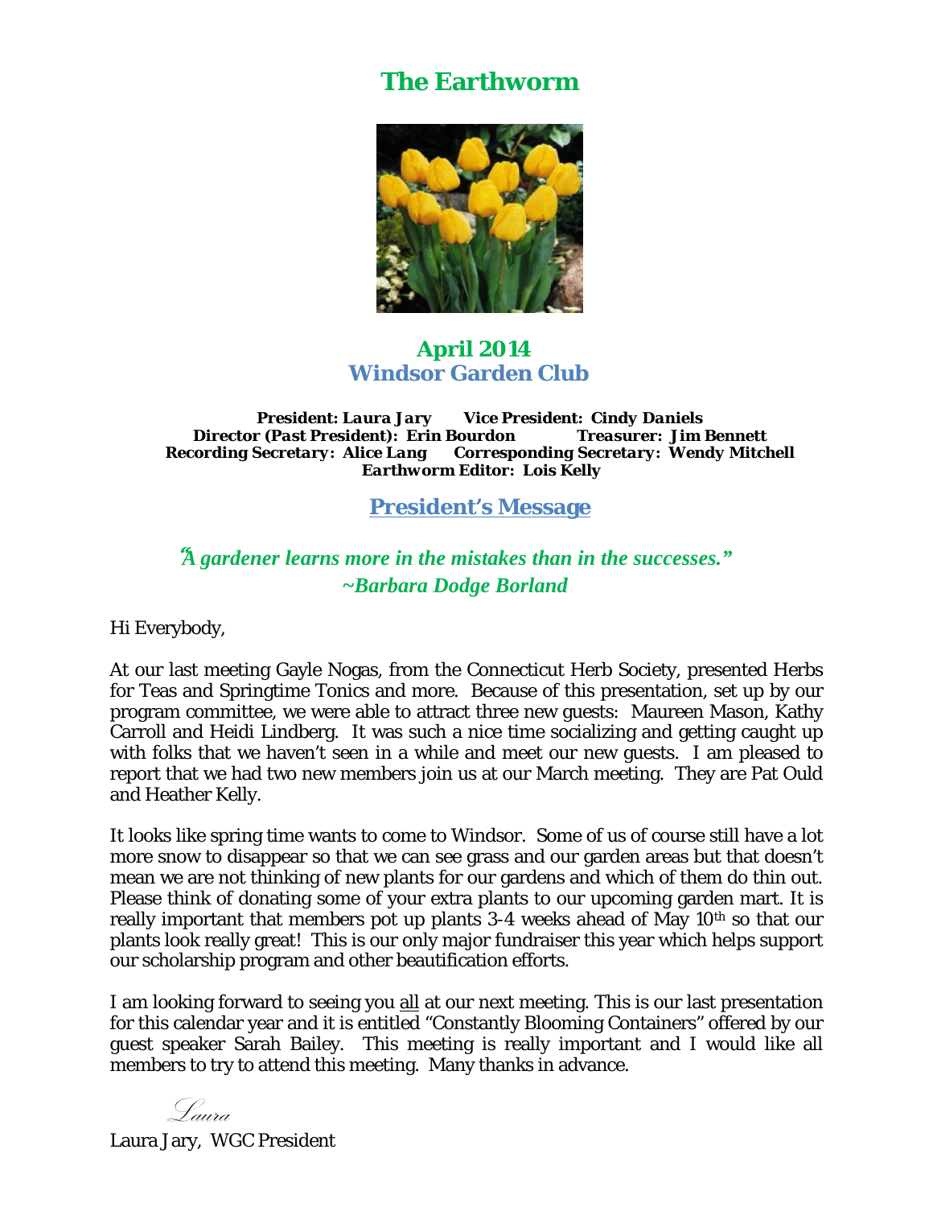# The Earthworm

## April 2014
## Windsor Garden Club

***President: Laura Jary*** ***Vice President: Cindy Daniels***
***Director (Past President): Erin Bourdon*** ***Treasurer: Jim Bennett***
***Recording Secretary: Alice Lang*** ***Corresponding Secretary: Wendy Mitchell***
***Earthworm Editor: Lois Kelly***

## President's Message

***"A gardener learns more in the mistakes than in the successes."***
***~Barbara Dodge Borland***

Hi Everybody,

At our last meeting Gayle Nogas, from the Connecticut Herb Society, presented Herbs for Teas and Springtime Tonics and more. Because of this presentation, set up by our program committee, we were able to attract three new guests: Maureen Mason, Kathy Carroll and Heidi Lindberg. It was such a nice time socializing and getting caught up with folks that we haven't seen in a while and meet our new guests. I am pleased to report that we had two new members join us at our March meeting. They are Pat Ould and Heather Kelly.

It looks like spring time wants to come to Windsor. Some of us of course still have a lot more snow to disappear so that we can see grass and our garden areas but that doesn't mean we are not thinking of new plants for our gardens and which of them do thin out. Please think of donating some of your extra plants to our upcoming garden mart. It is really important that members pot up plants 3-4 weeks ahead of May 10th so that our plants look really great! This is our only major fundraiser this year which helps support our scholarship program and other beautification efforts.

I am looking forward to seeing you all at our next meeting. This is our last presentation for this calendar year and it is entitled "Constantly Blooming Containers" offered by our guest speaker Sarah Bailey. This meeting is really important and I would like all members to try to attend this meeting. Many thanks in advance.

*Laura*

Laura Jary, WGC President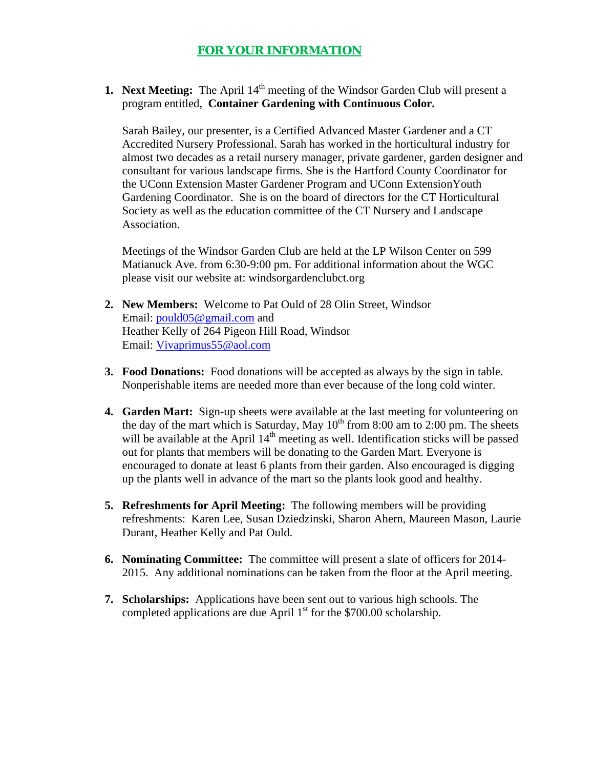## FOR YOUR INFORMATION

1. **Next Meeting:** The April 14th meeting of the Windsor Garden Club will present a program entitled, **Container Gardening with Continuous Color.**

   Sarah Bailey, our presenter, is a Certified Advanced Master Gardener and a CT Accredited Nursery Professional. Sarah has worked in the horticultural industry for almost two decades as a retail nursery manager, private gardener, garden designer and consultant for various landscape firms. She is the Hartford County Coordinator for the UConn Extension Master Gardener Program and UConn ExtensionYouth Gardening Coordinator. She is on the board of directors for the CT Horticultural Society as well as the education committee of the CT Nursery and Landscape Association.

   Meetings of the Windsor Garden Club are held at the LP Wilson Center on 599 Matianuck Ave. from 6:30-9:00 pm. For additional information about the WGC please visit our website at: windsorgardenclubct.org

2. **New Members:** Welcome to Pat Ould of 28 Olin Street, Windsor
   Email: pould05@gmail.com and
   Heather Kelly of 264 Pigeon Hill Road, Windsor
   Email: Vivaprimus55@aol.com

3. **Food Donations:** Food donations will be accepted as always by the sign in table. Nonperishable items are needed more than ever because of the long cold winter.

4. **Garden Mart:** Sign-up sheets were available at the last meeting for volunteering on the day of the mart which is Saturday, May 10th from 8:00 am to 2:00 pm. The sheets will be available at the April 14th meeting as well. Identification sticks will be passed out for plants that members will be donating to the Garden Mart. Everyone is encouraged to donate at least 6 plants from their garden. Also encouraged is digging up the plants well in advance of the mart so the plants look good and healthy.

5. **Refreshments for April Meeting:** The following members will be providing refreshments: Karen Lee, Susan Dziedzinski, Sharon Ahern, Maureen Mason, Laurie Durant, Heather Kelly and Pat Ould.

6. **Nominating Committee:** The committee will present a slate of officers for 2014-2015. Any additional nominations can be taken from the floor at the April meeting.

7. **Scholarships:** Applications have been sent out to various high schools. The completed applications are due April 1st for the $700.00 scholarship.